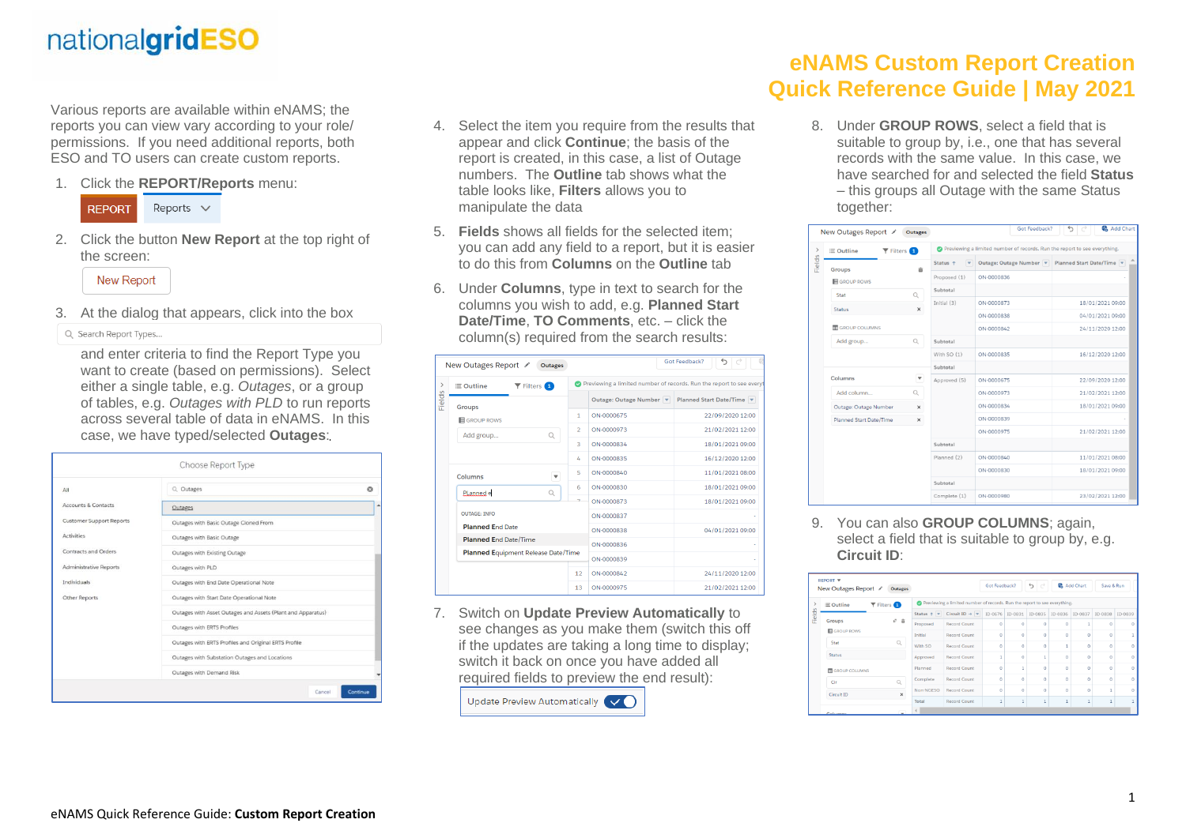nationalgridESO

# eNAMS Custom Report Creation Quick Reference Guide | May 2021

Various reports are available within eNAMS; the reports you can view vary according to your role/ permissions. If you need additional reports, both ESO and TO users can create custom reports.

1. Click the **REPORT/Reports** menu:

   REPORT    Reports

2. Click the button **New Report** at the top right of the screen:

   New Report

3. At the dialog that appears, click into the box

   Search Report Types...

   and enter criteria to find the Report Type you want to create (based on permissions). Select either a single table, e.g. *Outages*, or a group of tables, e.g. *Outages with PLD* to run reports across several table of data in eNAMS. In this case, we have typed/selected **Outages**:.

4. Select the item you require from the results that appear and click **Continue**; the basis of the report is created, in this case, a list of Outage numbers. The **Outline** tab shows what the table looks like, **Filters** allows you to manipulate the data

5. **Fields** shows all fields for the selected item; you can add any field to a report, but it is easier to do this from **Columns** on the **Outline** tab

6. Under **Columns**, type in text to search for the columns you wish to add, e.g. **Planned Start Date/Time**, **TO Comments**, etc. – click the column(s) required from the search results:

7. Switch on **Update Preview Automatically** to see changes as you make them (switch this off if the updates are taking a long time to display; switch it back on once you have added all required fields to preview the end result):

   Update Preview Automatically

8. Under **GROUP ROWS**, select a field that is suitable to group by, i.e., one that has several records with the same value. In this case, we have searched for and selected the field **Status** – this groups all Outage with the same Status together:

9. You can also **GROUP COLUMNS**; again, select a field that is suitable to group by, e.g. **Circuit ID**:

eNAMS Quick Reference Guide: **Custom Report Creation**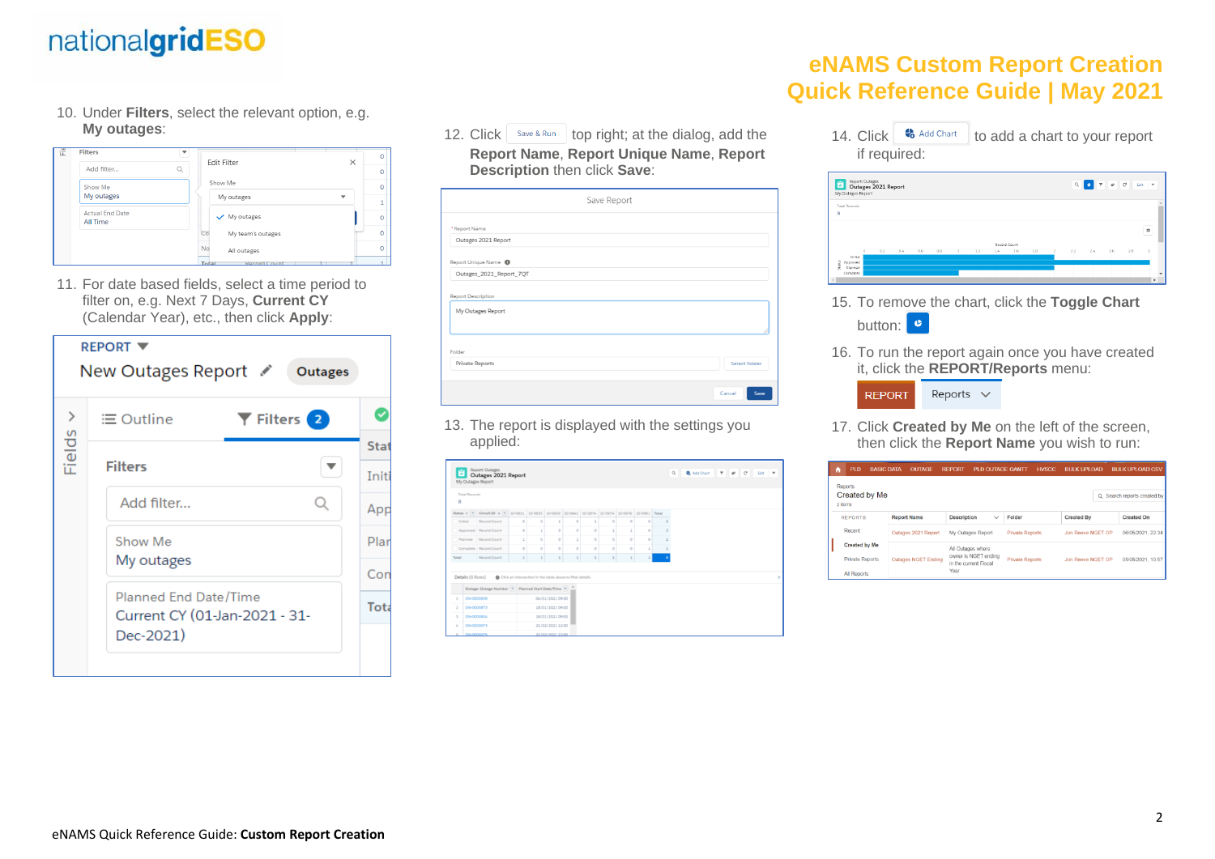# eNAMS Custom Report Creation Quick Reference Guide | May 2021

10. Under **Filters**, select the relevant option, e.g. **My outages**:

11. For date based fields, select a time period to filter on, e.g. Next 7 Days, **Current CY** (Calendar Year), etc., then click **Apply**:

12. Click Save & Run top right; at the dialog, add the **Report Name**, **Report Unique Name**, **Report Description** then click **Save**:

13. The report is displayed with the settings you applied:

14. Click Add Chart to add a chart to your report if required:

15. To remove the chart, click the **Toggle Chart** button:

16. To run the report again once you have created it, click the **REPORT/Reports** menu:

17. Click **Created by Me** on the left of the screen, then click the **Report Name** you wish to run:

eNAMS Quick Reference Guide: **Custom Report Creation**